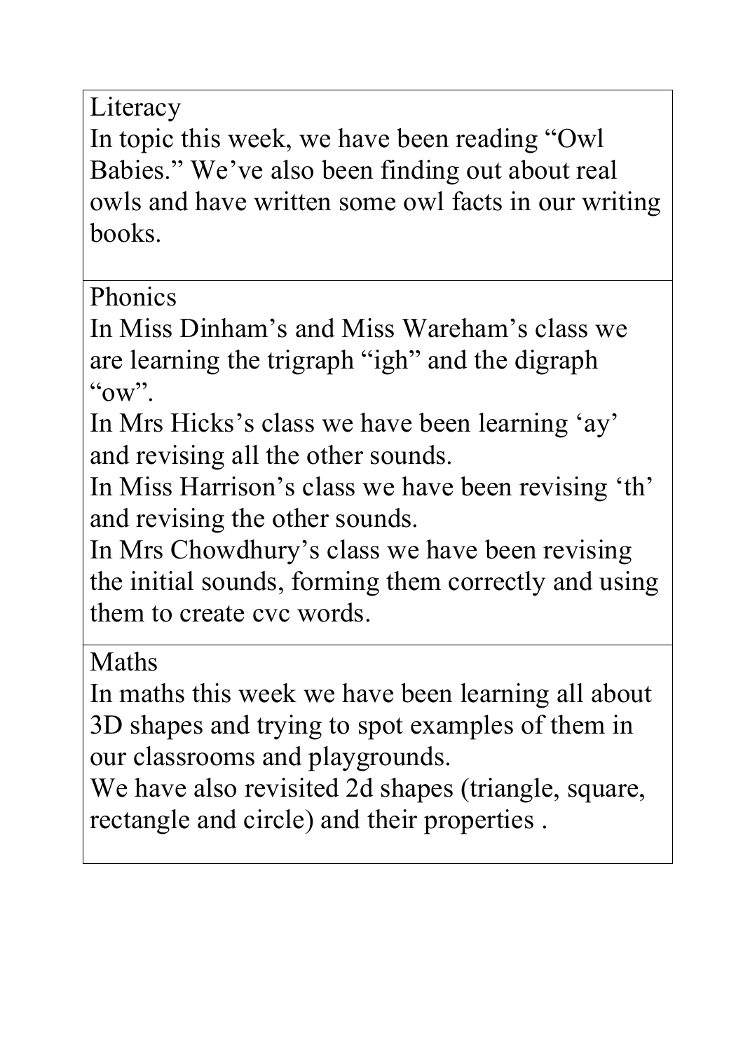## Literacy

In topic this week, we have been reading "Owl Babies." We've also been finding out about real owls and have written some owl facts in our writing books.

## Phonics

In Miss Dinham's and Miss Wareham's class we are learning the trigraph "igh" and the digraph "ow".

In Mrs Hicks's class we have been learning 'ay' and revising all the other sounds.

In Miss Harrison's class we have been revising 'th' and revising the other sounds.

In Mrs Chowdhury's class we have been revising the initial sounds, forming them correctly and using them to create cvc words.

## Maths

In maths this week we have been learning all about 3D shapes and trying to spot examples of them in our classrooms and playgrounds.

We have also revisited 2d shapes (triangle, square, rectangle and circle) and their properties .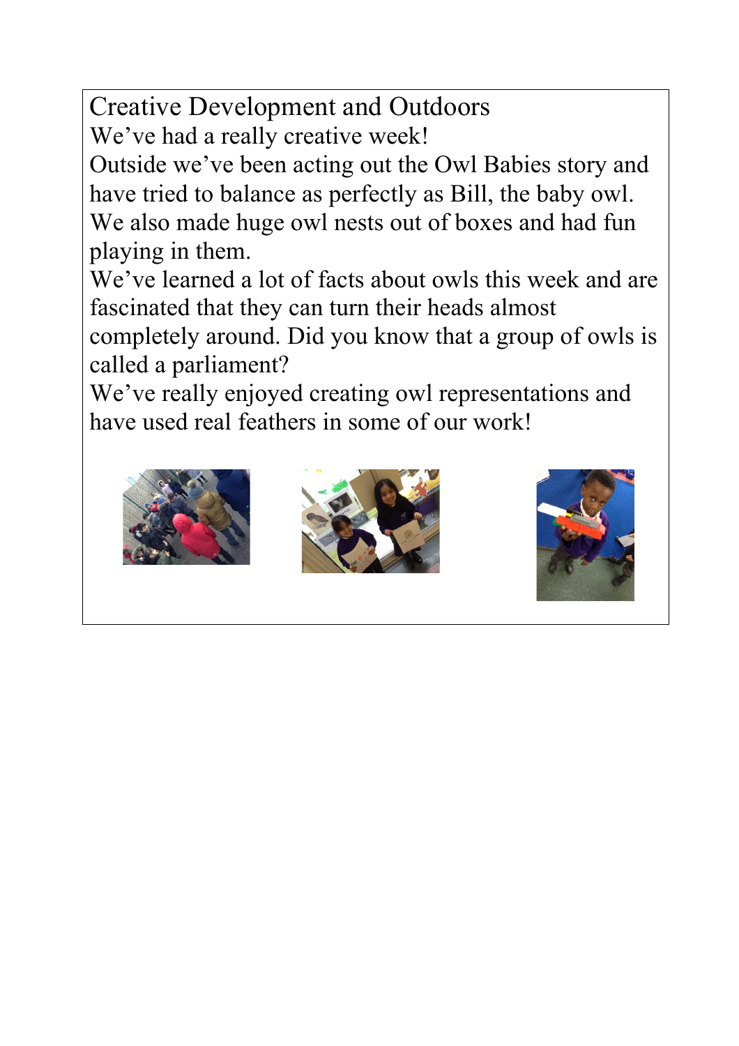## Creative Development and Outdoors

We've had a really creative week!

Outside we've been acting out the Owl Babies story and have tried to balance as perfectly as Bill, the baby owl. We also made huge owl nests out of boxes and had fun playing in them.

We've learned a lot of facts about owls this week and are fascinated that they can turn their heads almost completely around. Did you know that a group of owls is called a parliament?

We've really enjoyed creating owl representations and have used real feathers in some of our work!